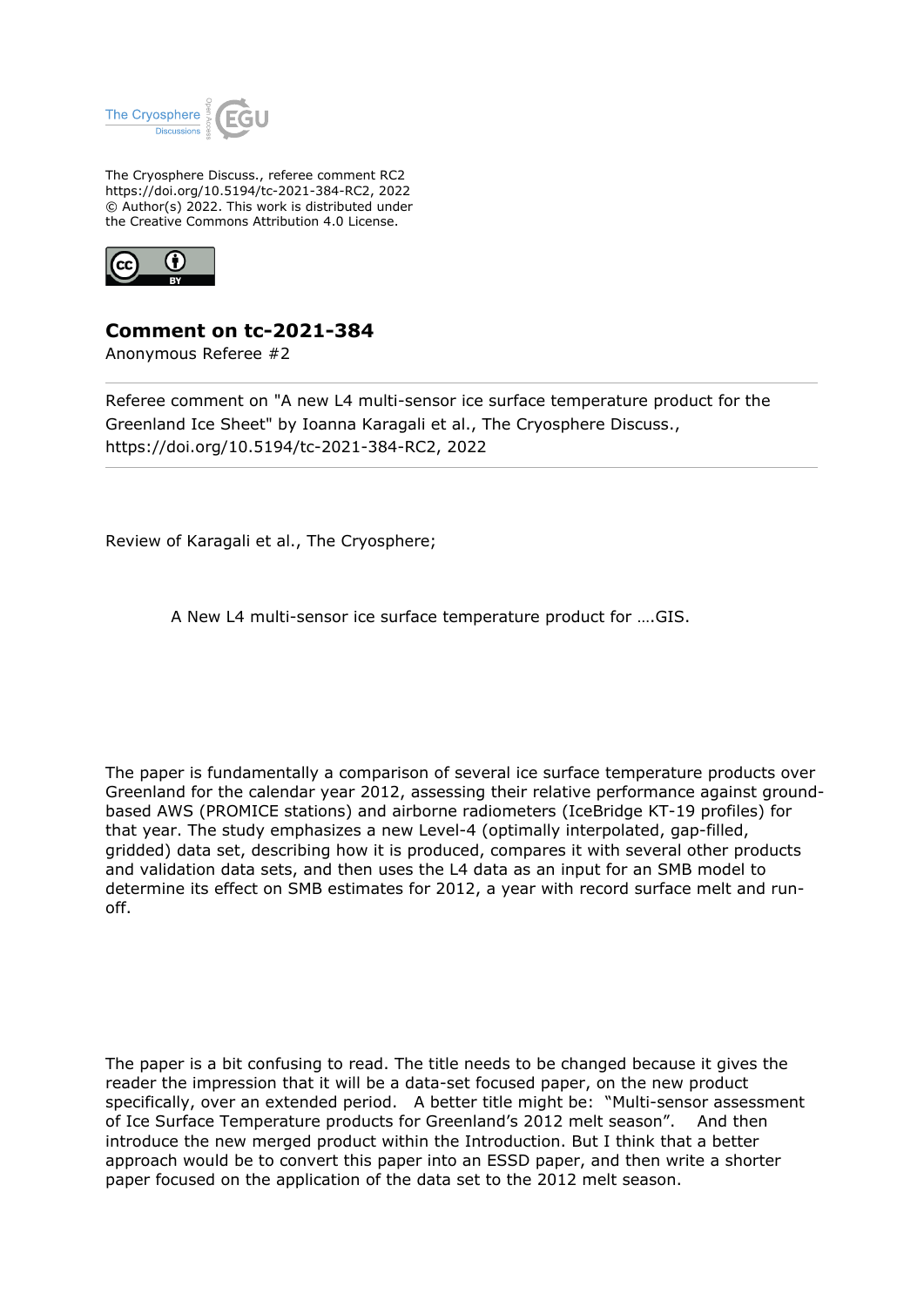The Cryosphere Discuss., referee comment RC2
https://doi.org/10.5194/tc-2021-384-RC2, 2022
© Author(s) 2022. This work is distributed under
the Creative Commons Attribution 4.0 License.

## Comment on tc-2021-384

Anonymous Referee #2

Referee comment on "A new L4 multi-sensor ice surface temperature product for the Greenland Ice Sheet" by Ioanna Karagali et al., The Cryosphere Discuss., https://doi.org/10.5194/tc-2021-384-RC2, 2022

Review of Karagali et al., The Cryosphere;

A New L4 multi-sensor ice surface temperature product for ….GIS.

The paper is fundamentally a comparison of several ice surface temperature products over Greenland for the calendar year 2012, assessing their relative performance against ground-based AWS (PROMICE stations) and airborne radiometers (IceBridge KT-19 profiles) for that year. The study emphasizes a new Level-4 (optimally interpolated, gap-filled, gridded) data set, describing how it is produced, compares it with several other products and validation data sets, and then uses the L4 data as an input for an SMB model to determine its effect on SMB estimates for 2012, a year with record surface melt and run-off.

The paper is a bit confusing to read. The title needs to be changed because it gives the reader the impression that it will be a data-set focused paper, on the new product specifically, over an extended period. A better title might be: "Multi-sensor assessment of Ice Surface Temperature products for Greenland's 2012 melt season". And then introduce the new merged product within the Introduction. But I think that a better approach would be to convert this paper into an ESSD paper, and then write a shorter paper focused on the application of the data set to the 2012 melt season.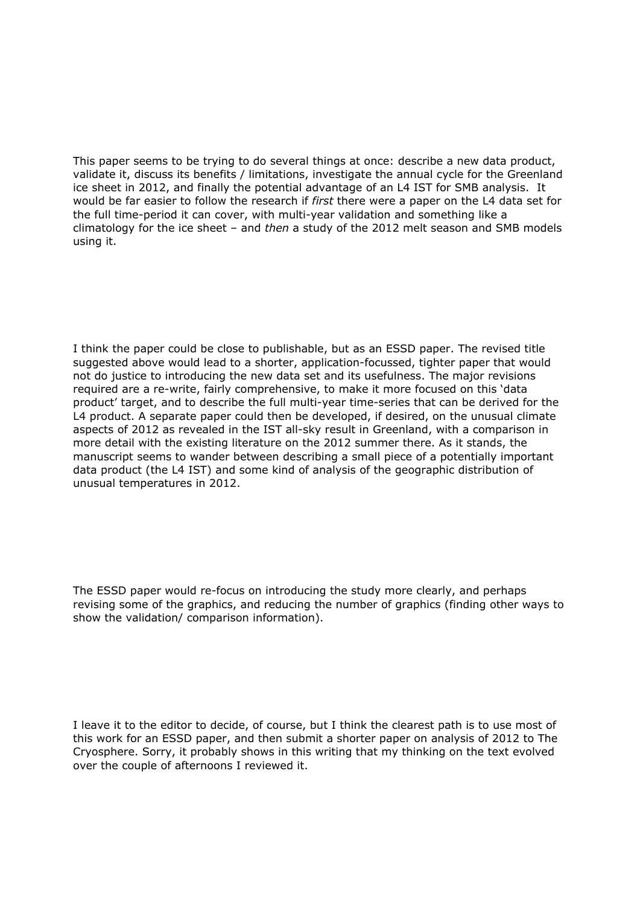This paper seems to be trying to do several things at once: describe a new data product, validate it, discuss its benefits / limitations, investigate the annual cycle for the Greenland ice sheet in 2012, and finally the potential advantage of an L4 IST for SMB analysis. It would be far easier to follow the research if *first* there were a paper on the L4 data set for the full time-period it can cover, with multi-year validation and something like a climatology for the ice sheet – and *then* a study of the 2012 melt season and SMB models using it.

I think the paper could be close to publishable, but as an ESSD paper. The revised title suggested above would lead to a shorter, application-focussed, tighter paper that would not do justice to introducing the new data set and its usefulness. The major revisions required are a re-write, fairly comprehensive, to make it more focused on this 'data product' target, and to describe the full multi-year time-series that can be derived for the L4 product. A separate paper could then be developed, if desired, on the unusual climate aspects of 2012 as revealed in the IST all-sky result in Greenland, with a comparison in more detail with the existing literature on the 2012 summer there. As it stands, the manuscript seems to wander between describing a small piece of a potentially important data product (the L4 IST) and some kind of analysis of the geographic distribution of unusual temperatures in 2012.

The ESSD paper would re-focus on introducing the study more clearly, and perhaps revising some of the graphics, and reducing the number of graphics (finding other ways to show the validation/ comparison information).

I leave it to the editor to decide, of course, but I think the clearest path is to use most of this work for an ESSD paper, and then submit a shorter paper on analysis of 2012 to The Cryosphere. Sorry, it probably shows in this writing that my thinking on the text evolved over the couple of afternoons I reviewed it.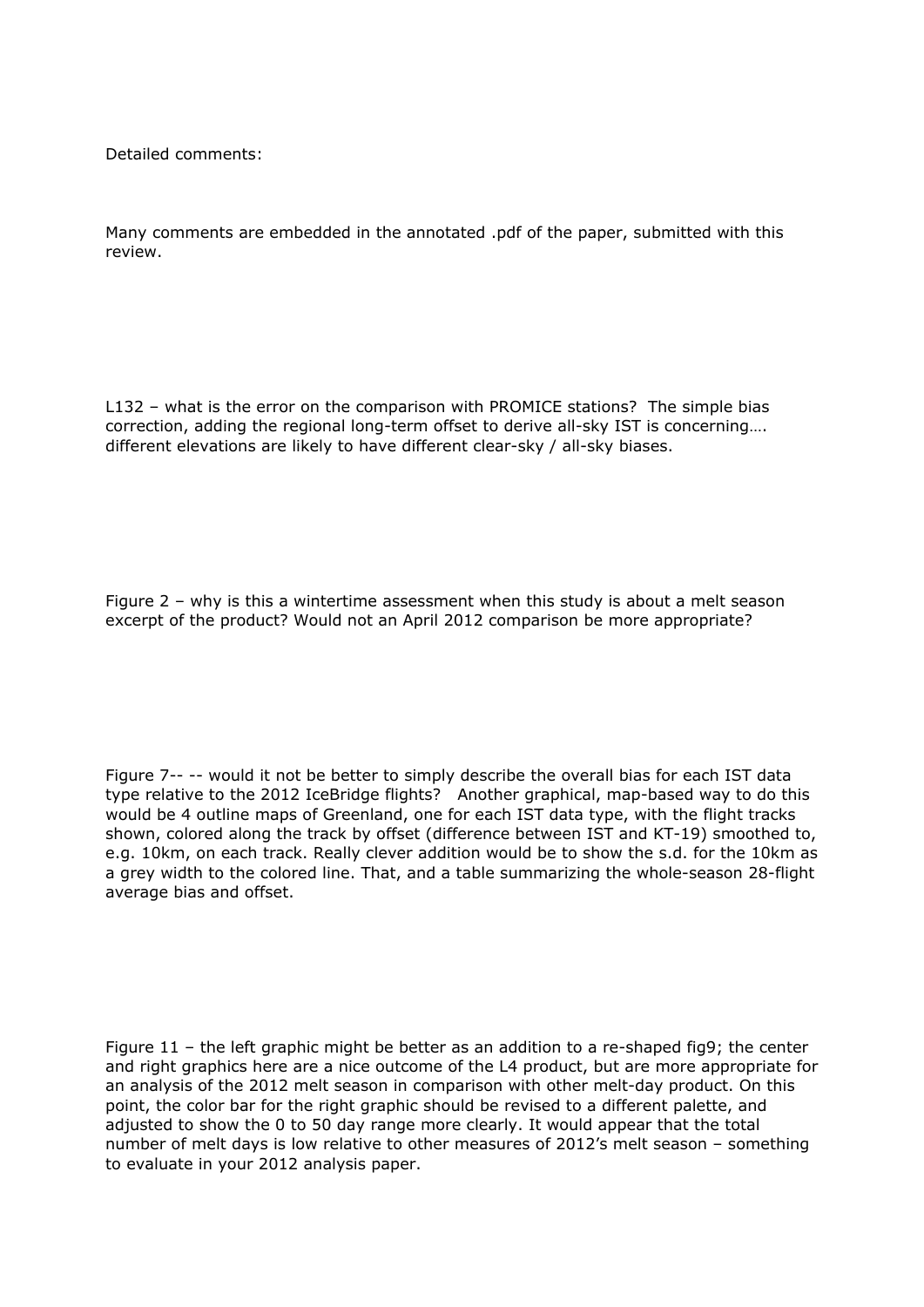Detailed comments:

Many comments are embedded in the annotated .pdf of the paper, submitted with this review.

L132 – what is the error on the comparison with PROMICE stations? The simple bias correction, adding the regional long-term offset to derive all-sky IST is concerning…. different elevations are likely to have different clear-sky / all-sky biases.

Figure 2 – why is this a wintertime assessment when this study is about a melt season excerpt of the product? Would not an April 2012 comparison be more appropriate?

Figure 7-- -- would it not be better to simply describe the overall bias for each IST data type relative to the 2012 IceBridge flights? Another graphical, map-based way to do this would be 4 outline maps of Greenland, one for each IST data type, with the flight tracks shown, colored along the track by offset (difference between IST and KT-19) smoothed to, e.g. 10km, on each track. Really clever addition would be to show the s.d. for the 10km as a grey width to the colored line. That, and a table summarizing the whole-season 28-flight average bias and offset.

Figure 11 – the left graphic might be better as an addition to a re-shaped fig9; the center and right graphics here are a nice outcome of the L4 product, but are more appropriate for an analysis of the 2012 melt season in comparison with other melt-day product. On this point, the color bar for the right graphic should be revised to a different palette, and adjusted to show the 0 to 50 day range more clearly. It would appear that the total number of melt days is low relative to other measures of 2012's melt season – something to evaluate in your 2012 analysis paper.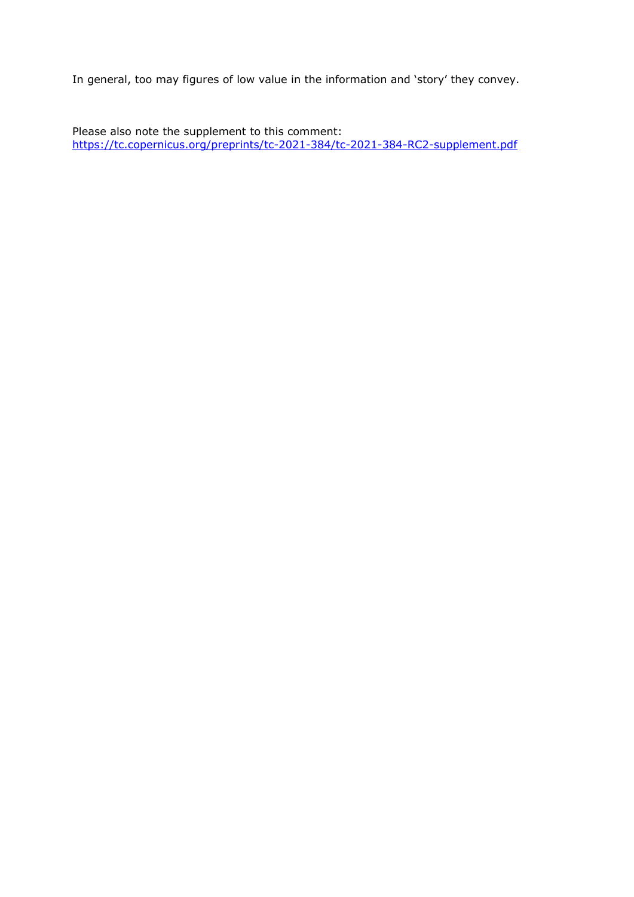In general, too may figures of low value in the information and 'story' they convey.

Please also note the supplement to this comment:
https://tc.copernicus.org/preprints/tc-2021-384/tc-2021-384-RC2-supplement.pdf